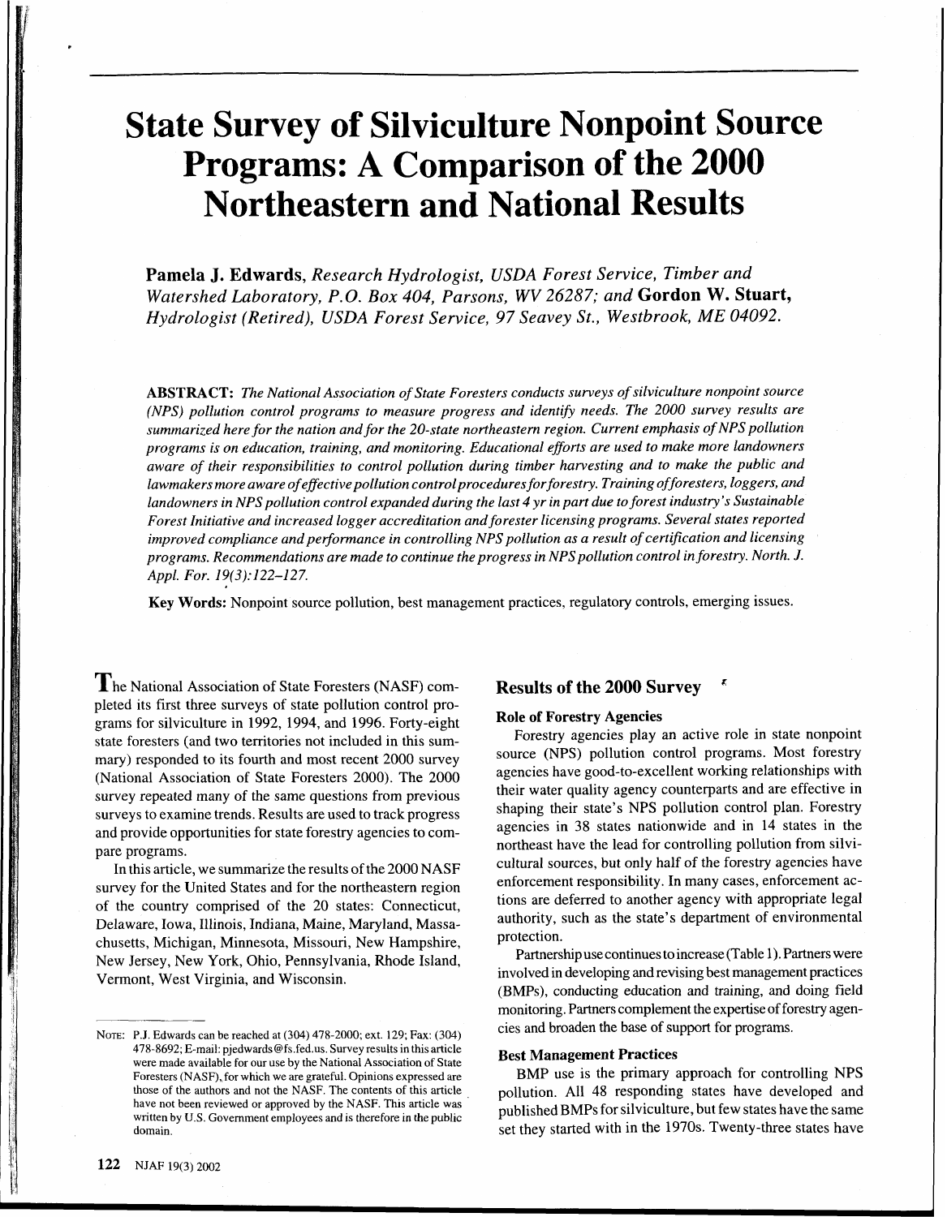# State Survey of Silviculture Nonpoint Source Programs: A Comparison of the 2000 Northeastern and National Results

**Pamela J. Edwards**, *Research Hydrologist, USDA Forest Service, Timber and Watershed Laboratory, P.O. Box 404, Parsons, WV 26287; and* **Gordon W. Stuart**, *Hydrologist (Retired), USDA Forest Service, 97 Seavey St., Westbrook, ME 04092.*

**ABSTRACT:** *The National Association of State Foresters conducts surveys of silviculture nonpoint source (NPS) pollution control programs to measure progress and identify needs. The 2000 survey results are summarized here for the nation and for the 20-state northeastern region. Current emphasis of NPS pollution programs is on education, training, and monitoring. Educational efforts are used to make more landowners aware of their responsibilities to control pollution during timber harvesting and to make the public and lawmakers more aware of effective pollution control procedures for forestry. Training of foresters, loggers, and landowners in NPS pollution control expanded during the last 4 yr in part due to forest industry's Sustainable Forest Initiative and increased logger accreditation and forester licensing programs. Several states reported improved compliance and performance in controlling NPS pollution as a result of certification and licensing programs. Recommendations are made to continue the progress in NPS pollution control in forestry. North. J. Appl. For. 19(3):122–127.*

**Key Words:** Nonpoint source pollution, best management practices, regulatory controls, emerging issues.

The National Association of State Foresters (NASF) completed its first three surveys of state pollution control programs for silviculture in 1992, 1994, and 1996. Forty-eight state foresters (and two territories not included in this summary) responded to its fourth and most recent 2000 survey (National Association of State Foresters 2000). The 2000 survey repeated many of the same questions from previous surveys to examine trends. Results are used to track progress and provide opportunities for state forestry agencies to compare programs.

In this article, we summarize the results of the 2000 NASF survey for the United States and for the northeastern region of the country comprised of the 20 states: Connecticut, Delaware, Iowa, Illinois, Indiana, Maine, Maryland, Massachusetts, Michigan, Minnesota, Missouri, New Hampshire, New Jersey, New York, Ohio, Pennsylvania, Rhode Island, Vermont, West Virginia, and Wisconsin.

NOTE: P.J. Edwards can be reached at (304) 478-2000; ext. 129; Fax: (304) 478-8692; E-mail: pjedwards@fs.fed.us. Survey results in this article were made available for our use by the National Association of State Foresters (NASF), for which we are grateful. Opinions expressed are those of the authors and not the NASF. The contents of this article have not been reviewed or approved by the NASF. This article was written by U.S. Government employees and is therefore in the public domain.

## Results of the 2000 Survey

### Role of Forestry Agencies

Forestry agencies play an active role in state nonpoint source (NPS) pollution control programs. Most forestry agencies have good-to-excellent working relationships with their water quality agency counterparts and are effective in shaping their state's NPS pollution control plan. Forestry agencies in 38 states nationwide and in 14 states in the northeast have the lead for controlling pollution from silvicultural sources, but only half of the forestry agencies have enforcement responsibility. In many cases, enforcement actions are deferred to another agency with appropriate legal authority, such as the state's department of environmental protection.

Partnership use continues to increase (Table 1). Partners were involved in developing and revising best management practices (BMPs), conducting education and training, and doing field monitoring. Partners complement the expertise of forestry agencies and broaden the base of support for programs.

### Best Management Practices

BMP use is the primary approach for controlling NPS pollution. All 48 responding states have developed and published BMPs for silviculture, but few states have the same set they started with in the 1970s. Twenty-three states have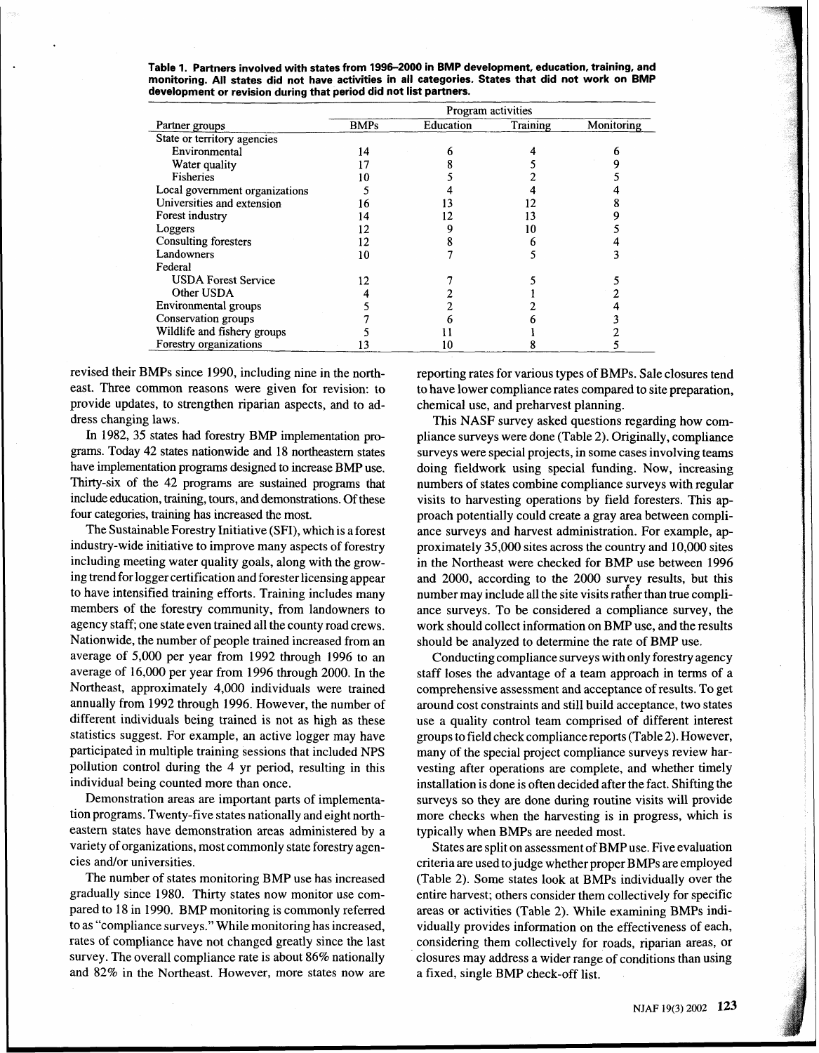**Table 1. Partners involved with states from 1996–2000 in BMP development, education, training, and monitoring. All states did not have activities in all categories. States that did not work on BMP development or revision during that period did not list partners.**

| Partner groups | Program activities | | | |
|---|---|---|---|---|
| | BMPs | Education | Training | Monitoring |
| State or territory agencies | | | | |
| Environmental | 14 | 6 | 4 | 6 |
| Water quality | 17 | 8 | 5 | 9 |
| Fisheries | 10 | 5 | 2 | 5 |
| Local government organizations | 5 | 4 | 4 | 4 |
| Universities and extension | 16 | 13 | 12 | 8 |
| Forest industry | 14 | 12 | 13 | 9 |
| Loggers | 12 | 9 | 10 | 5 |
| Consulting foresters | 12 | 8 | 6 | 4 |
| Landowners | 10 | 7 | 5 | 3 |
| Federal | | | | |
| USDA Forest Service | 12 | 7 | 5 | 5 |
| Other USDA | 4 | 2 | 1 | 2 |
| Environmental groups | 5 | 2 | 2 | 4 |
| Conservation groups | 7 | 6 | 6 | 3 |
| Wildlife and fishery groups | 5 | 11 | 1 | 2 |
| Forestry organizations | 13 | 10 | 8 | 5 |

revised their BMPs since 1990, including nine in the northeast. Three common reasons were given for revision: to provide updates, to strengthen riparian aspects, and to address changing laws.

In 1982, 35 states had forestry BMP implementation programs. Today 42 states nationwide and 18 northeastern states have implementation programs designed to increase BMP use. Thirty-six of the 42 programs are sustained programs that include education, training, tours, and demonstrations. Of these four categories, training has increased the most.

The Sustainable Forestry Initiative (SFI), which is a forest industry-wide initiative to improve many aspects of forestry including meeting water quality goals, along with the growing trend for logger certification and forester licensing appear to have intensified training efforts. Training includes many members of the forestry community, from landowners to agency staff; one state even trained all the county road crews. Nationwide, the number of people trained increased from an average of 5,000 per year from 1992 through 1996 to an average of 16,000 per year from 1996 through 2000. In the Northeast, approximately 4,000 individuals were trained annually from 1992 through 1996. However, the number of different individuals being trained is not as high as these statistics suggest. For example, an active logger may have participated in multiple training sessions that included NPS pollution control during the 4 yr period, resulting in this individual being counted more than once.

Demonstration areas are important parts of implementation programs. Twenty-five states nationally and eight northeastern states have demonstration areas administered by a variety of organizations, most commonly state forestry agencies and/or universities.

The number of states monitoring BMP use has increased gradually since 1980. Thirty states now monitor use compared to 18 in 1990. BMP monitoring is commonly referred to as "compliance surveys." While monitoring has increased, rates of compliance have not changed greatly since the last survey. The overall compliance rate is about 86% nationally and 82% in the Northeast. However, more states now are reporting rates for various types of BMPs. Sale closures tend to have lower compliance rates compared to site preparation, chemical use, and preharvest planning.

This NASF survey asked questions regarding how compliance surveys were done (Table 2). Originally, compliance surveys were special projects, in some cases involving teams doing fieldwork using special funding. Now, increasing numbers of states combine compliance surveys with regular visits to harvesting operations by field foresters. This approach potentially could create a gray area between compliance surveys and harvest administration. For example, approximately 35,000 sites across the country and 10,000 sites in the Northeast were checked for BMP use between 1996 and 2000, according to the 2000 survey results, but this number may include all the site visits rather than true compliance surveys. To be considered a compliance survey, the work should collect information on BMP use, and the results should be analyzed to determine the rate of BMP use.

Conducting compliance surveys with only forestry agency staff loses the advantage of a team approach in terms of a comprehensive assessment and acceptance of results. To get around cost constraints and still build acceptance, two states use a quality control team comprised of different interest groups to field check compliance reports (Table 2). However, many of the special project compliance surveys review harvesting after operations are complete, and whether timely installation is done is often decided after the fact. Shifting the surveys so they are done during routine visits will provide more checks when the harvesting is in progress, which is typically when BMPs are needed most.

States are split on assessment of BMP use. Five evaluation criteria are used to judge whether proper BMPs are employed (Table 2). Some states look at BMPs individually over the entire harvest; others consider them collectively for specific areas or activities (Table 2). While examining BMPs individually provides information on the effectiveness of each, considering them collectively for roads, riparian areas, or closures may address a wider range of conditions than using a fixed, single BMP check-off list.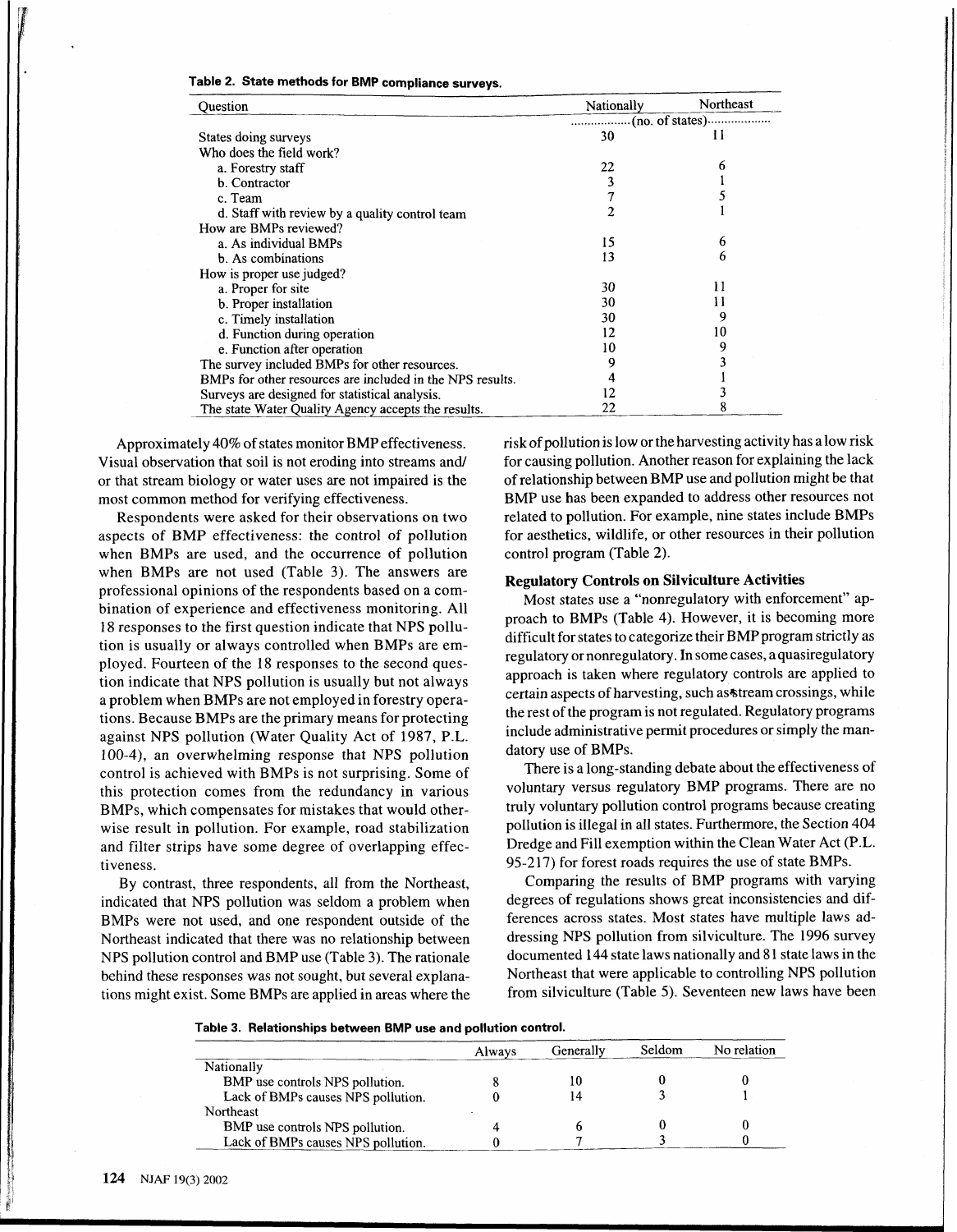**Table 2. State methods for BMP compliance surveys.**

| Question | Nationally | Northeast |
|---|---|---|
| | (no. of states) | |
| States doing surveys | 30 | 11 |
| Who does the field work? | | |
| a. Forestry staff | 22 | 6 |
| b. Contractor | 3 | 1 |
| c. Team | 7 | 5 |
| d. Staff with review by a quality control team | 2 | 1 |
| How are BMPs reviewed? | | |
| a. As individual BMPs | 15 | 6 |
| b. As combinations | 13 | 6 |
| How is proper use judged? | | |
| a. Proper for site | 30 | 11 |
| b. Proper installation | 30 | 11 |
| c. Timely installation | 30 | 9 |
| d. Function during operation | 12 | 10 |
| e. Function after operation | 10 | 9 |
| The survey included BMPs for other resources. | 9 | 3 |
| BMPs for other resources are included in the NPS results. | 4 | 1 |
| Surveys are designed for statistical analysis. | 12 | 3 |
| The state Water Quality Agency accepts the results. | 22 | 8 |

Approximately 40% of states monitor BMP effectiveness. Visual observation that soil is not eroding into streams and/or that stream biology or water uses are not impaired is the most common method for verifying effectiveness.

Respondents were asked for their observations on two aspects of BMP effectiveness: the control of pollution when BMPs are used, and the occurrence of pollution when BMPs are not used (Table 3). The answers are professional opinions of the respondents based on a combination of experience and effectiveness monitoring. All 18 responses to the first question indicate that NPS pollution is usually or always controlled when BMPs are employed. Fourteen of the 18 responses to the second question indicate that NPS pollution is usually but not always a problem when BMPs are not employed in forestry operations. Because BMPs are the primary means for protecting against NPS pollution (Water Quality Act of 1987, P.L. 100-4), an overwhelming response that NPS pollution control is achieved with BMPs is not surprising. Some of this protection comes from the redundancy in various BMPs, which compensates for mistakes that would otherwise result in pollution. For example, road stabilization and filter strips have some degree of overlapping effectiveness.

By contrast, three respondents, all from the Northeast, indicated that NPS pollution was seldom a problem when BMPs were not used, and one respondent outside of the Northeast indicated that there was no relationship between NPS pollution control and BMP use (Table 3). The rationale behind these responses was not sought, but several explanations might exist. Some BMPs are applied in areas where the risk of pollution is low or the harvesting activity has a low risk for causing pollution. Another reason for explaining the lack of relationship between BMP use and pollution might be that BMP use has been expanded to address other resources not related to pollution. For example, nine states include BMPs for aesthetics, wildlife, or other resources in their pollution control program (Table 2).

### Regulatory Controls on Silviculture Activities

Most states use a "nonregulatory with enforcement" approach to BMPs (Table 4). However, it is becoming more difficult for states to categorize their BMP program strictly as regulatory or nonregulatory. In some cases, a quasiregulatory approach is taken where regulatory controls are applied to certain aspects of harvesting, such as stream crossings, while the rest of the program is not regulated. Regulatory programs include administrative permit procedures or simply the mandatory use of BMPs.

There is a long-standing debate about the effectiveness of voluntary versus regulatory BMP programs. There are no truly voluntary pollution control programs because creating pollution is illegal in all states. Furthermore, the Section 404 Dredge and Fill exemption within the Clean Water Act (P.L. 95-217) for forest roads requires the use of state BMPs.

Comparing the results of BMP programs with varying degrees of regulations shows great inconsistencies and differences across states. Most states have multiple laws addressing NPS pollution from silviculture. The 1996 survey documented 144 state laws nationally and 81 state laws in the Northeast that were applicable to controlling NPS pollution from silviculture (Table 5). Seventeen new laws have been

**Table 3. Relationships between BMP use and pollution control.**

| | Always | Generally | Seldom | No relation |
|---|---|---|---|---|
| Nationally | | | | |
| BMP use controls NPS pollution. | 8 | 10 | 0 | 0 |
| Lack of BMPs causes NPS pollution. | 0 | 14 | 3 | 1 |
| Northeast | | | | |
| BMP use controls NPS pollution. | 4 | 6 | 0 | 0 |
| Lack of BMPs causes NPS pollution. | 0 | 7 | 3 | 0 |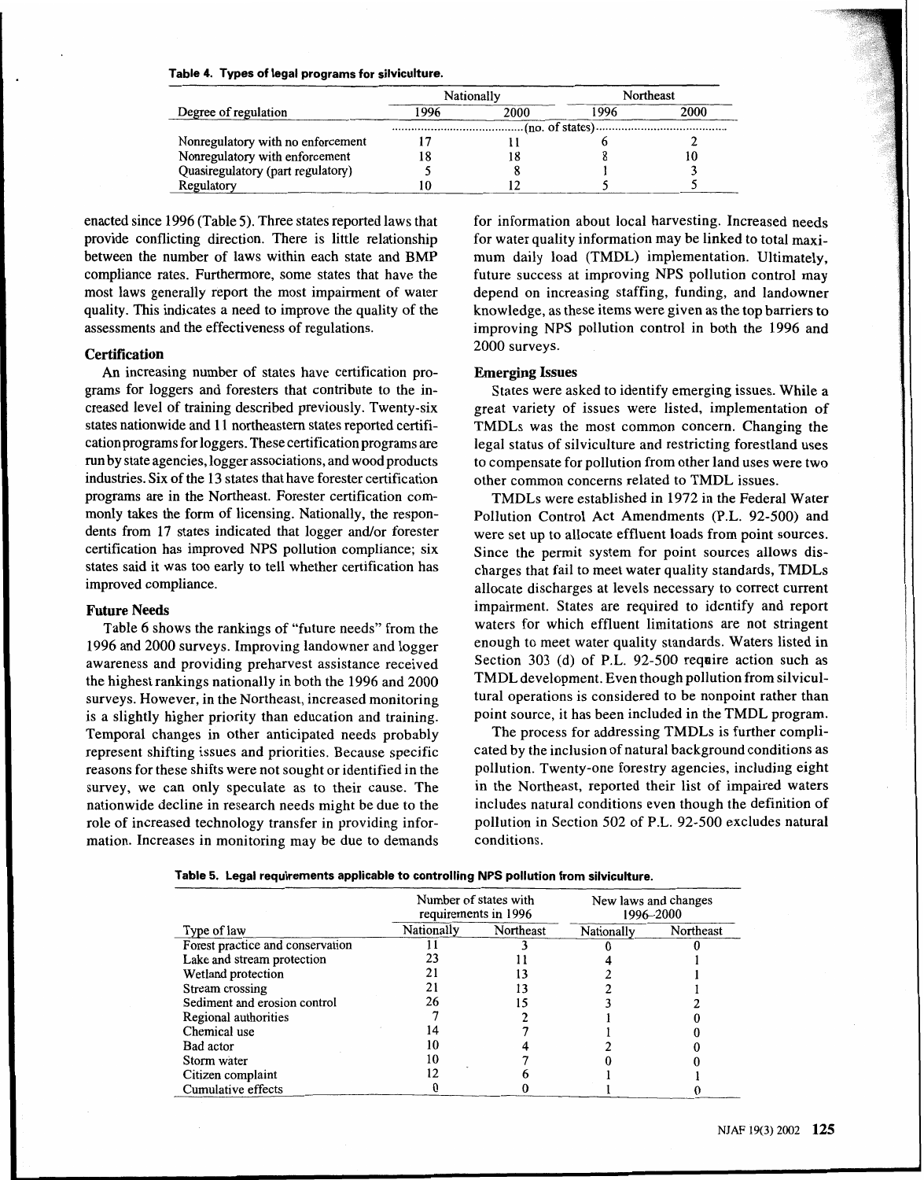**Table 4. Types of legal programs for silviculture.**

| Degree of regulation | Nationally | | Northeast | |
|---|---|---|---|---|
| | 1996 | 2000 | 1996 | 2000 |
| | (no. of states) | | | |
| Nonregulatory with no enforcement | 17 | 11 | 6 | 2 |
| Nonregulatory with enforcement | 18 | 18 | 8 | 10 |
| Quasiregulatory (part regulatory) | 5 | 8 | 1 | 3 |
| Regulatory | 10 | 12 | 5 | 5 |

enacted since 1996 (Table 5). Three states reported laws that provide conflicting direction. There is little relationship between the number of laws within each state and BMP compliance rates. Furthermore, some states that have the most laws generally report the most impairment of water quality. This indicates a need to improve the quality of the assessments and the effectiveness of regulations.

### Certification

An increasing number of states have certification programs for loggers and foresters that contribute to the increased level of training described previously. Twenty-six states nationwide and 11 northeastern states reported certification programs for loggers. These certification programs are run by state agencies, logger associations, and wood products industries. Six of the 13 states that have forester certification programs are in the Northeast. Forester certification commonly takes the form of licensing. Nationally, the respondents from 17 states indicated that logger and/or forester certification has improved NPS pollution compliance; six states said it was too early to tell whether certification has improved compliance.

### Future Needs

Table 6 shows the rankings of "future needs" from the 1996 and 2000 surveys. Improving landowner and logger awareness and providing preharvest assistance received the highest rankings nationally in both the 1996 and 2000 surveys. However, in the Northeast, increased monitoring is a slightly higher priority than education and training. Temporal changes in other anticipated needs probably represent shifting issues and priorities. Because specific reasons for these shifts were not sought or identified in the survey, we can only speculate as to their cause. The nationwide decline in research needs might be due to the role of increased technology transfer in providing information. Increases in monitoring may be due to demands for information about local harvesting. Increased needs for water quality information may be linked to total maximum daily load (TMDL) implementation. Ultimately, future success at improving NPS pollution control may depend on increasing staffing, funding, and landowner knowledge, as these items were given as the top barriers to improving NPS pollution control in both the 1996 and 2000 surveys.

### Emerging Issues

States were asked to identify emerging issues. While a great variety of issues were listed, implementation of TMDLs was the most common concern. Changing the legal status of silviculture and restricting forestland uses to compensate for pollution from other land uses were two other common concerns related to TMDL issues.

TMDLs were established in 1972 in the Federal Water Pollution Control Act Amendments (P.L. 92-500) and were set up to allocate effluent loads from point sources. Since the permit system for point sources allows discharges that fail to meet water quality standards, TMDLs allocate discharges at levels necessary to correct current impairment. States are required to identify and report waters for which effluent limitations are not stringent enough to meet water quality standards. Waters listed in Section 303 (d) of P.L. 92-500 require action such as TMDL development. Even though pollution from silvicultural operations is considered to be nonpoint rather than point source, it has been included in the TMDL program.

The process for addressing TMDLs is further complicated by the inclusion of natural background conditions as pollution. Twenty-one forestry agencies, including eight in the Northeast, reported their list of impaired waters includes natural conditions even though the definition of pollution in Section 502 of P.L. 92-500 excludes natural conditions.

**Table 5. Legal requirements applicable to controlling NPS pollution from silviculture.**

| Type of law | Number of states with requirements in 1996 | | New laws and changes 1996–2000 | |
|---|---|---|---|---|
| | Nationally | Northeast | Nationally | Northeast |
| Forest practice and conservation | 11 | 3 | 0 | 0 |
| Lake and stream protection | 23 | 11 | 4 | 1 |
| Wetland protection | 21 | 13 | 2 | 1 |
| Stream crossing | 21 | 13 | 2 | 1 |
| Sediment and erosion control | 26 | 15 | 3 | 2 |
| Regional authorities | 7 | 2 | 1 | 0 |
| Chemical use | 14 | 7 | 1 | 0 |
| Bad actor | 10 | 4 | 2 | 0 |
| Storm water | 10 | 7 | 0 | 0 |
| Citizen complaint | 12 | 6 | 1 | 1 |
| Cumulative effects | 0 | 0 | 1 | 0 |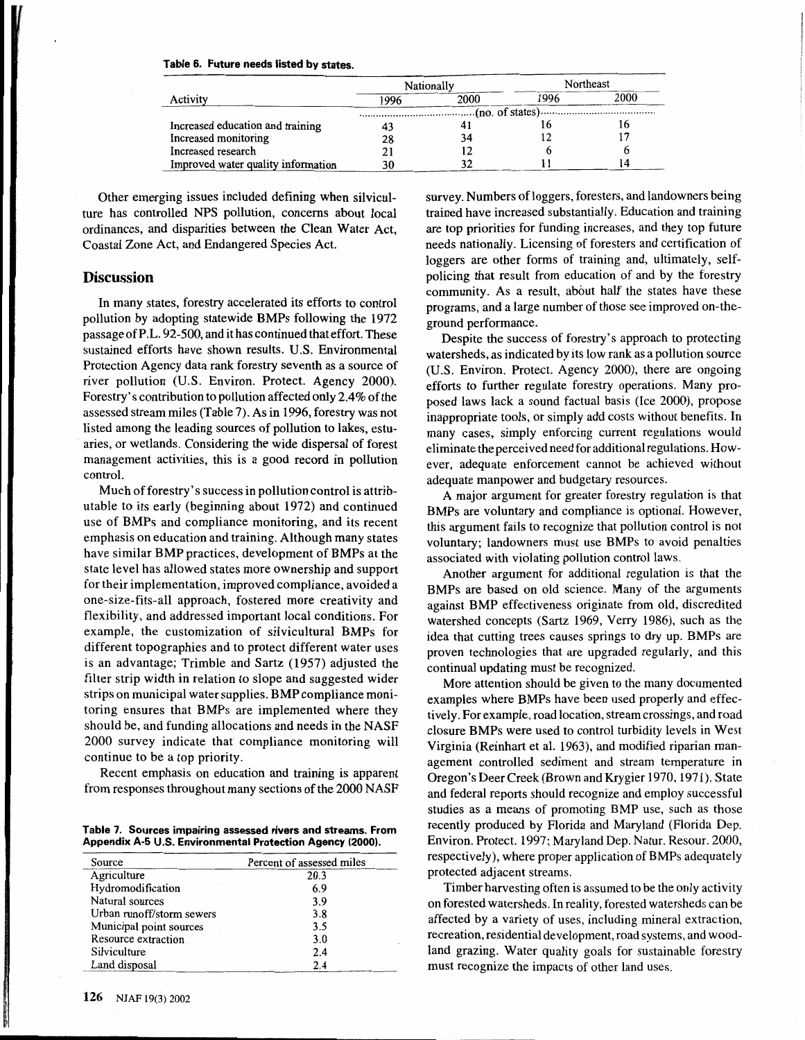**Table 6. Future needs listed by states.**

| Activity | Nationally | | Northeast | |
|---|---|---|---|---|
| | 1996 | 2000 | 1996 | 2000 |
| | (no. of states) | | | |
| Increased education and training | 43 | 41 | 16 | 16 |
| Increased monitoring | 28 | 34 | 12 | 17 |
| Increased research | 21 | 12 | 6 | 6 |
| Improved water quality information | 30 | 32 | 11 | 14 |

Other emerging issues included defining when silviculture has controlled NPS pollution, concerns about local ordinances, and disparities between the Clean Water Act, Coastal Zone Act, and Endangered Species Act.

## Discussion

In many states, forestry accelerated its efforts to control pollution by adopting statewide BMPs following the 1972 passage of P.L. 92-500, and it has continued that effort. These sustained efforts have shown results. U.S. Environmental Protection Agency data rank forestry seventh as a source of river pollution (U.S. Environ. Protect. Agency 2000). Forestry's contribution to pollution affected only 2.4% of the assessed stream miles (Table 7). As in 1996, forestry was not listed among the leading sources of pollution to lakes, estuaries, or wetlands. Considering the wide dispersal of forest management activities, this is a good record in pollution control.

Much of forestry's success in pollution control is attributable to its early (beginning about 1972) and continued use of BMPs and compliance monitoring, and its recent emphasis on education and training. Although many states have similar BMP practices, development of BMPs at the state level has allowed states more ownership and support for their implementation, improved compliance, avoided a one-size-fits-all approach, fostered more creativity and flexibility, and addressed important local conditions. For example, the customization of silvicultural BMPs for different topographies and to protect different water uses is an advantage; Trimble and Sartz (1957) adjusted the filter strip width in relation to slope and suggested wider strips on municipal water supplies. BMP compliance monitoring ensures that BMPs are implemented where they should be, and funding allocations and needs in the NASF 2000 survey indicate that compliance monitoring will continue to be a top priority.

Recent emphasis on education and training is apparent from responses throughout many sections of the 2000 NASF survey. Numbers of loggers, foresters, and landowners being trained have increased substantially. Education and training are top priorities for funding increases, and they top future needs nationally. Licensing of foresters and certification of loggers are other forms of training and, ultimately, self-policing that result from education of and by the forestry community. As a result, about half the states have these programs, and a large number of those see improved on-the-ground performance.

**Table 7. Sources impairing assessed rivers and streams. From Appendix A-5 U.S. Environmental Protection Agency (2000).**

| Source | Percent of assessed miles |
|---|---|
| Agriculture | 20.3 |
| Hydromodification | 6.9 |
| Natural sources | 3.9 |
| Urban runoff/storm sewers | 3.8 |
| Municipal point sources | 3.5 |
| Resource extraction | 3.0 |
| Silviculture | 2.4 |
| Land disposal | 2.4 |

Despite the success of forestry's approach to protecting watersheds, as indicated by its low rank as a pollution source (U.S. Environ. Protect. Agency 2000), there are ongoing efforts to further regulate forestry operations. Many proposed laws lack a sound factual basis (Ice 2000), propose inappropriate tools, or simply add costs without benefits. In many cases, simply enforcing current regulations would eliminate the perceived need for additional regulations. However, adequate enforcement cannot be achieved without adequate manpower and budgetary resources.

A major argument for greater forestry regulation is that BMPs are voluntary and compliance is optional. However, this argument fails to recognize that pollution control is not voluntary; landowners must use BMPs to avoid penalties associated with violating pollution control laws.

Another argument for additional regulation is that the BMPs are based on old science. Many of the arguments against BMP effectiveness originate from old, discredited watershed concepts (Sartz 1969, Verry 1986), such as the idea that cutting trees causes springs to dry up. BMPs are proven technologies that are upgraded regularly, and this continual updating must be recognized.

More attention should be given to the many documented examples where BMPs have been used properly and effectively. For example, road location, stream crossings, and road closure BMPs were used to control turbidity levels in West Virginia (Reinhart et al. 1963), and modified riparian management controlled sediment and stream temperature in Oregon's Deer Creek (Brown and Krygier 1970, 1971). State and federal reports should recognize and employ successful studies as a means of promoting BMP use, such as those recently produced by Florida and Maryland (Florida Dep. Environ. Protect. 1997; Maryland Dep. Natur. Resour. 2000, respectively), where proper application of BMPs adequately protected adjacent streams.

Timber harvesting often is assumed to be the only activity on forested watersheds. In reality, forested watersheds can be affected by a variety of uses, including mineral extraction, recreation, residential development, road systems, and woodland grazing. Water quality goals for sustainable forestry must recognize the impacts of other land uses.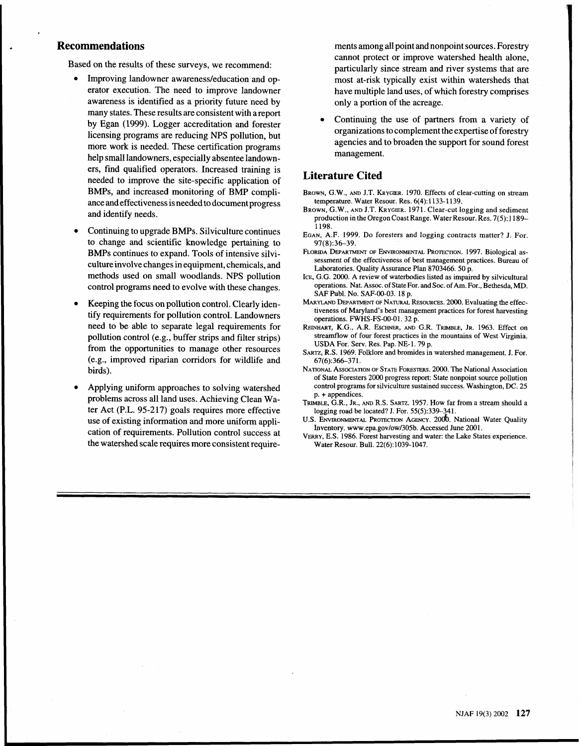## Recommendations

Based on the results of these surveys, we recommend:

- Improving landowner awareness/education and operator execution. The need to improve landowner awareness is identified as a priority future need by many states. These results are consistent with a report by Egan (1999). Logger accreditation and forester licensing programs are reducing NPS pollution, but more work is needed. These certification programs help small landowners, especially absentee landowners, find qualified operators. Increased training is needed to improve the site-specific application of BMPs, and increased monitoring of BMP compliance and effectiveness is needed to document progress and identify needs.

- Continuing to upgrade BMPs. Silviculture continues to change and scientific knowledge pertaining to BMPs continues to expand. Tools of intensive silviculture involve changes in equipment, chemicals, and methods used on small woodlands. NPS pollution control programs need to evolve with these changes.

- Keeping the focus on pollution control. Clearly identify requirements for pollution control. Landowners need to be able to separate legal requirements for pollution control (e.g., buffer strips and filter strips) from the opportunities to manage other resources (e.g., improved riparian corridors for wildlife and birds).

- Applying uniform approaches to solving watershed problems across all land uses. Achieving Clean Water Act (P.L. 95-217) goals requires more effective use of existing information and more uniform application of requirements. Pollution control success at the watershed scale requires more consistent requirements among all point and nonpoint sources. Forestry cannot protect or improve watershed health alone, particularly since stream and river systems that are most at-risk typically exist within watersheds that have multiple land uses, of which forestry comprises only a portion of the acreage.

- Continuing the use of partners from a variety of organizations to complement the expertise of forestry agencies and to broaden the support for sound forest management.

## Literature Cited

Brown, G.W., and J.T. Krygier. 1970. Effects of clear-cutting on stream temperature. Water Resour. Res. 6(4):1133-1139.

Brown, G.W., and J.T. Krygier. 1971. Clear-cut logging and sediment production in the Oregon Coast Range. Water Resour. Res. 7(5):1189–1198.

Egan, A.F. 1999. Do foresters and logging contracts matter? J. For. 97(8):36–39.

Florida Department of Environmental Protection. 1997. Biological assessment of the effectiveness of best management practices. Bureau of Laboratories. Quality Assurance Plan 8703466. 50 p.

Ice, G.G. 2000. A review of waterbodies listed as impaired by silvicultural operations. Nat. Assoc. of State For. and Soc. of Am. For., Bethesda, MD. SAF Publ. No. SAF-00-03. 18 p.

Maryland Department of Natural Resources. 2000. Evaluating the effectiveness of Maryland's best management practices for forest harvesting operations. FWHS-FS-00-01. 32 p.

Reinhart, K.G., A.R. Eschner, and G.R. Trimble, Jr. 1963. Effect on streamflow of four forest practices in the mountains of West Virginia. USDA For. Serv. Res. Pap. NE-1. 79 p.

Sartz, R.S. 1969. Folklore and bromides in watershed management. J. For. 67(6):366–371.

National Association of State Foresters. 2000. The National Association of State Foresters 2000 progress report: State nonpoint source pollution control programs for silviculture sustained success. Washington, DC. 25 p. + appendices.

Trimble, G.R., Jr., and R.S. Sartz. 1957. How far from a stream should a logging road be located? J. For. 55(5):339–341.

U.S. Environmental Protection Agency. 2000. National Water Quality Inventory. www.epa.gov/ow/305b. Accessed June 2001.

Verry, E.S. 1986. Forest harvesting and water: the Lake States experience. Water Resour. Bull. 22(6):1039-1047.